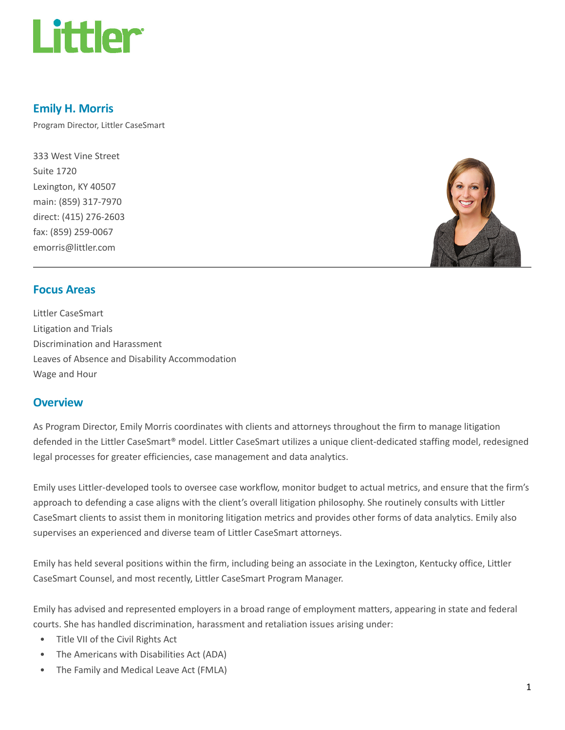Littler

## Emily H. Morris

Program Director, Littler CaseSmart

333 West Vine Street
Suite 1720
Lexington, KY 40507
main: (859) 317-7970
direct: (415) 276-2603
fax: (859) 259-0067
emorris@littler.com

## Focus Areas

Littler CaseSmart
Litigation and Trials
Discrimination and Harassment
Leaves of Absence and Disability Accommodation
Wage and Hour

## Overview

As Program Director, Emily Morris coordinates with clients and attorneys throughout the firm to manage litigation defended in the Littler CaseSmart® model. Littler CaseSmart utilizes a unique client-dedicated staffing model, redesigned legal processes for greater efficiencies, case management and data analytics.

Emily uses Littler-developed tools to oversee case workflow, monitor budget to actual metrics, and ensure that the firm's approach to defending a case aligns with the client's overall litigation philosophy. She routinely consults with Littler CaseSmart clients to assist them in monitoring litigation metrics and provides other forms of data analytics. Emily also supervises an experienced and diverse team of Littler CaseSmart attorneys.

Emily has held several positions within the firm, including being an associate in the Lexington, Kentucky office, Littler CaseSmart Counsel, and most recently, Littler CaseSmart Program Manager.

Emily has advised and represented employers in a broad range of employment matters, appearing in state and federal courts. She has handled discrimination, harassment and retaliation issues arising under:

- Title VII of the Civil Rights Act
- The Americans with Disabilities Act (ADA)
- The Family and Medical Leave Act (FMLA)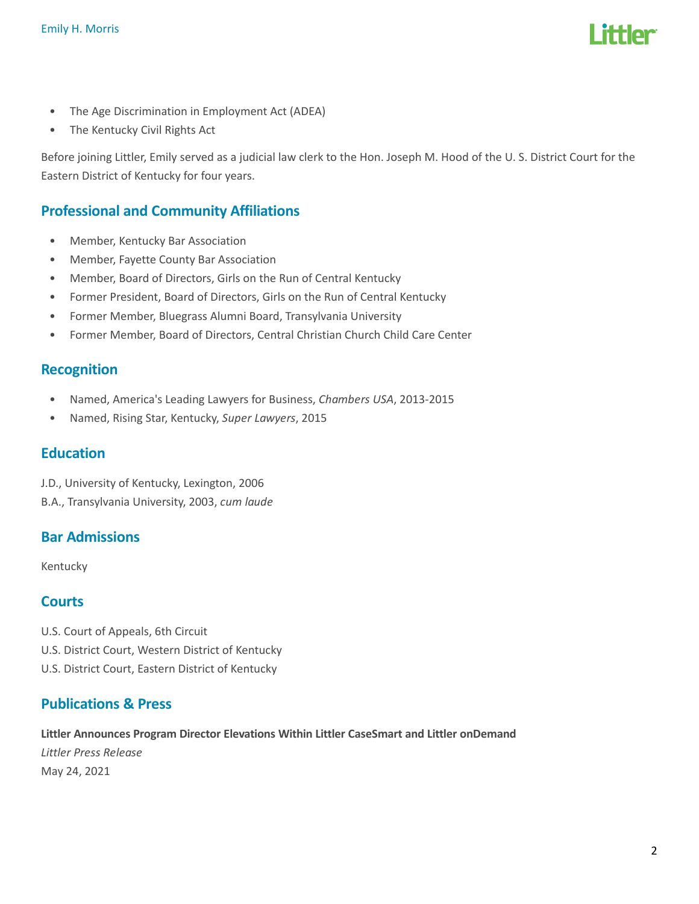- The Age Discrimination in Employment Act (ADEA)
- The Kentucky Civil Rights Act

Before joining Littler, Emily served as a judicial law clerk to the Hon. Joseph M. Hood of the U. S. District Court for the Eastern District of Kentucky for four years.

## Professional and Community Affiliations

- Member, Kentucky Bar Association
- Member, Fayette County Bar Association
- Member, Board of Directors, Girls on the Run of Central Kentucky
- Former President, Board of Directors, Girls on the Run of Central Kentucky
- Former Member, Bluegrass Alumni Board, Transylvania University
- Former Member, Board of Directors, Central Christian Church Child Care Center

## Recognition

- Named, America's Leading Lawyers for Business, *Chambers USA*, 2013-2015
- Named, Rising Star, Kentucky, *Super Lawyers*, 2015

## Education

J.D., University of Kentucky, Lexington, 2006
B.A., Transylvania University, 2003, *cum laude*

## Bar Admissions

Kentucky

## Courts

U.S. Court of Appeals, 6th Circuit
U.S. District Court, Western District of Kentucky
U.S. District Court, Eastern District of Kentucky

## Publications & Press

**Littler Announces Program Director Elevations Within Littler CaseSmart and Littler onDemand**
*Littler Press Release*
May 24, 2021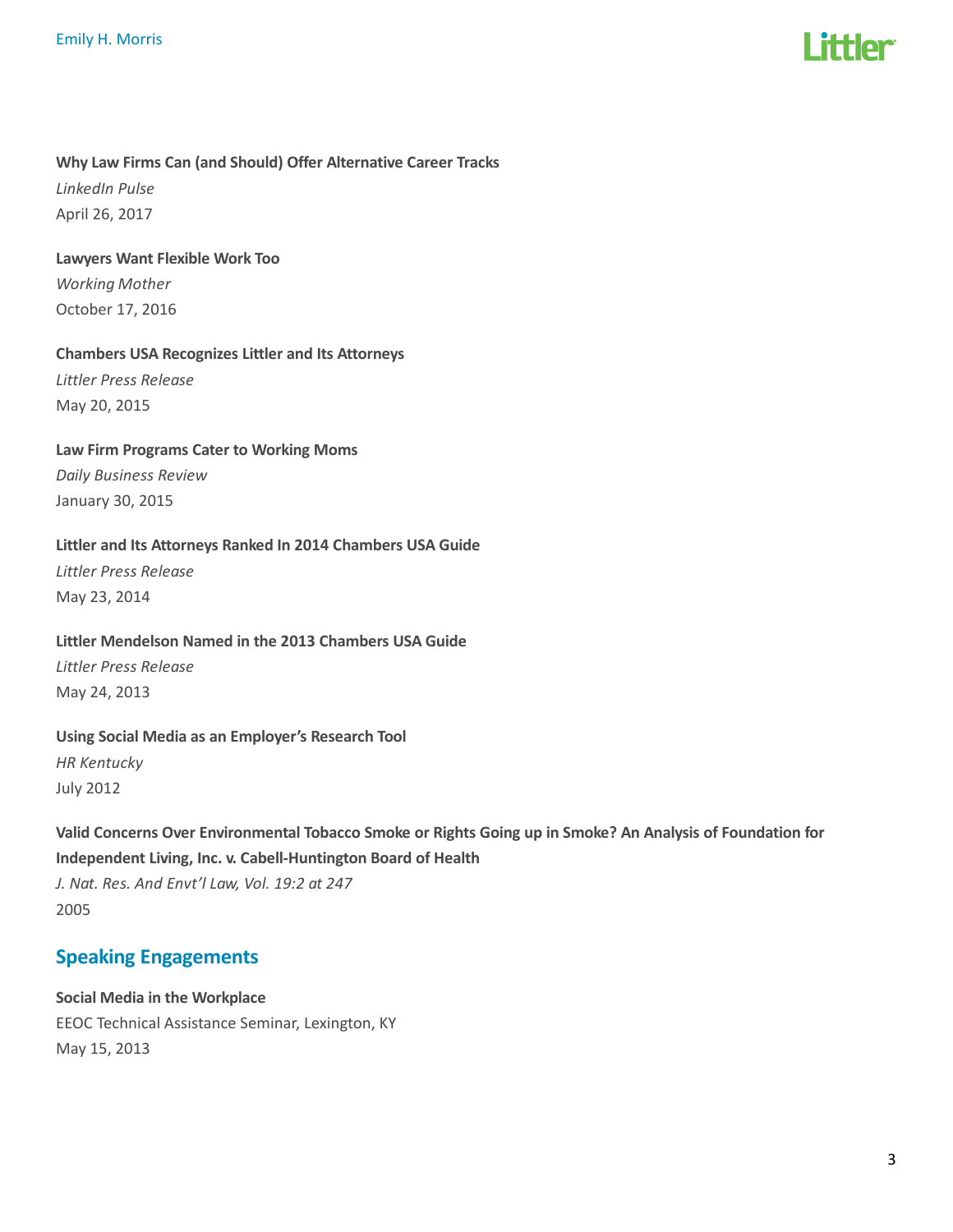**Why Law Firms Can (and Should) Offer Alternative Career Tracks**
*LinkedIn Pulse*
April 26, 2017

**Lawyers Want Flexible Work Too**
*Working Mother*
October 17, 2016

**Chambers USA Recognizes Littler and Its Attorneys**
*Littler Press Release*
May 20, 2015

**Law Firm Programs Cater to Working Moms**
*Daily Business Review*
January 30, 2015

**Littler and Its Attorneys Ranked In 2014 Chambers USA Guide**
*Littler Press Release*
May 23, 2014

**Littler Mendelson Named in the 2013 Chambers USA Guide**
*Littler Press Release*
May 24, 2013

**Using Social Media as an Employer's Research Tool**
*HR Kentucky*
July 2012

**Valid Concerns Over Environmental Tobacco Smoke or Rights Going up in Smoke? An Analysis of Foundation for Independent Living, Inc. v. Cabell-Huntington Board of Health**
*J. Nat. Res. And Envt'l Law, Vol. 19:2 at 247*
2005

## Speaking Engagements

**Social Media in the Workplace**
EEOC Technical Assistance Seminar, Lexington, KY
May 15, 2013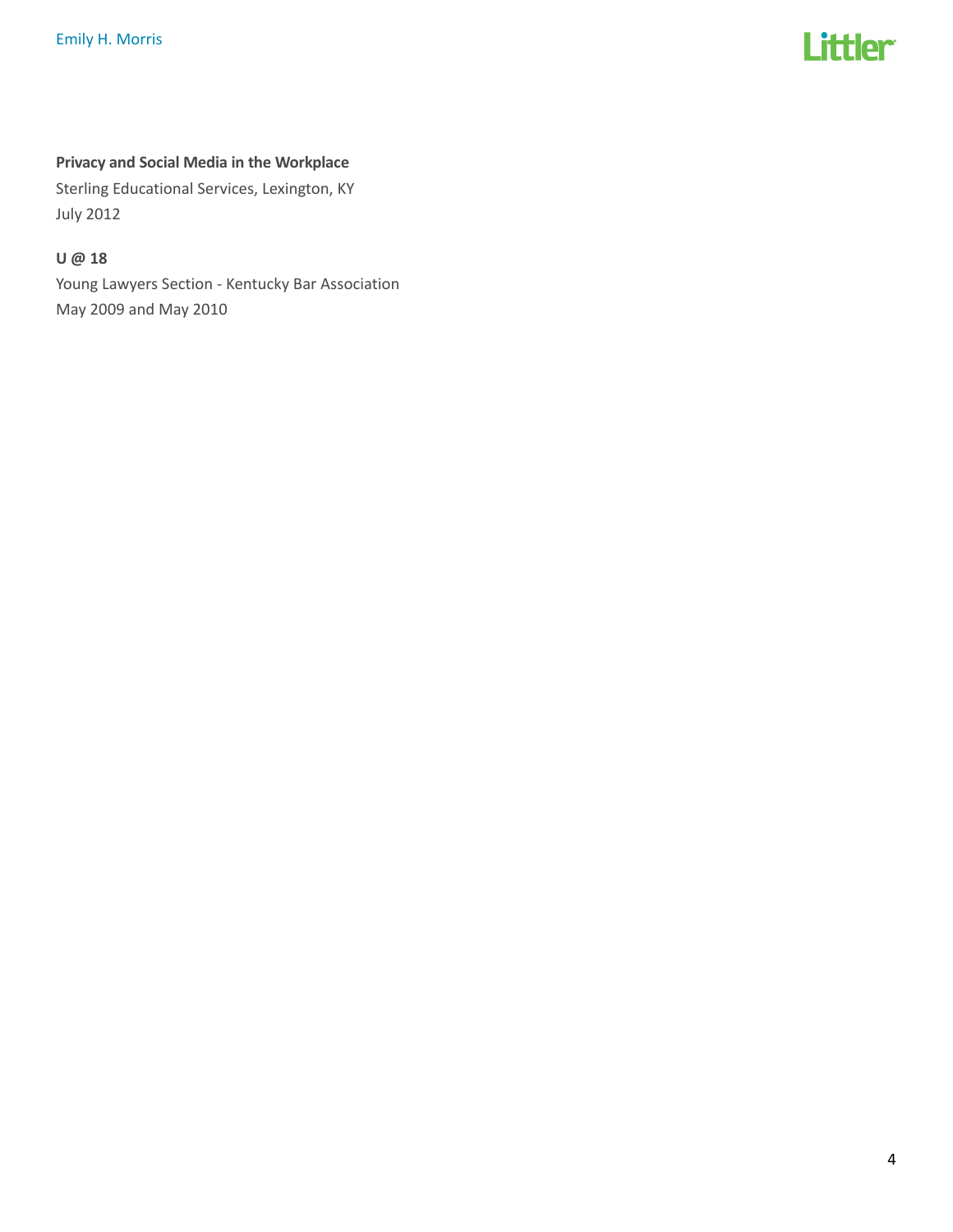**Privacy and Social Media in the Workplace**
Sterling Educational Services, Lexington, KY
July 2012

**U @ 18**
Young Lawyers Section - Kentucky Bar Association
May 2009 and May 2010